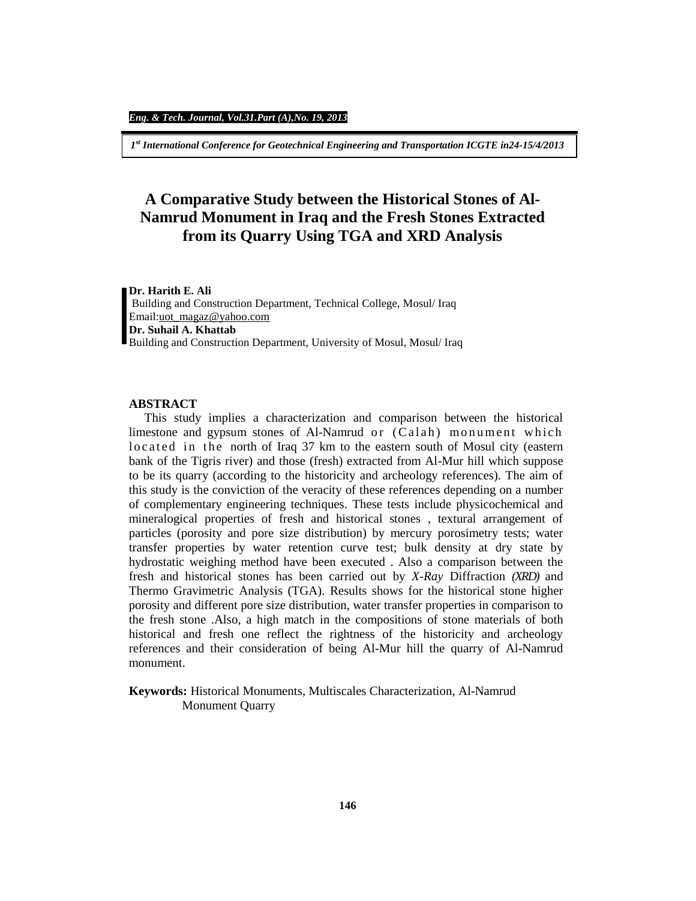# A Comparative Study between the Historical Stones of Al-Namrud Monument in Iraq and the Fresh Stones Extracted from its Quarry Using TGA and XRD Analysis

**Dr. Harith E. Ali**
Building and Construction Department, Technical College, Mosul/ Iraq
Email:uot_magaz@yahoo.com
**Dr. Suhail A. Khattab**
Building and Construction Department, University of Mosul, Mosul/ Iraq

## ABSTRACT

This study implies a characterization and comparison between the historical limestone and gypsum stones of Al-Namrud or (Calah) monument which located in the north of Iraq 37 km to the eastern south of Mosul city (eastern bank of the Tigris river) and those (fresh) extracted from Al-Mur hill which suppose to be its quarry (according to the historicity and archeology references). The aim of this study is the conviction of the veracity of these references depending on a number of complementary engineering techniques. These tests include physicochemical and mineralogical properties of fresh and historical stones , textural arrangement of particles (porosity and pore size distribution) by mercury porosimetry tests; water transfer properties by water retention curve test; bulk density at dry state by hydrostatic weighing method have been executed . Also a comparison between the fresh and historical stones has been carried out by *X-Ray* Diffraction *(XRD)* and Thermo Gravimetric Analysis (TGA). Results shows for the historical stone higher porosity and different pore size distribution, water transfer properties in comparison to the fresh stone .Also, a high match in the compositions of stone materials of both historical and fresh one reflect the rightness of the historicity and archeology references and their consideration of being Al-Mur hill the quarry of Al-Namrud monument.

**Keywords:** Historical Monuments, Multiscales Characterization, Al-Namrud Monument Quarry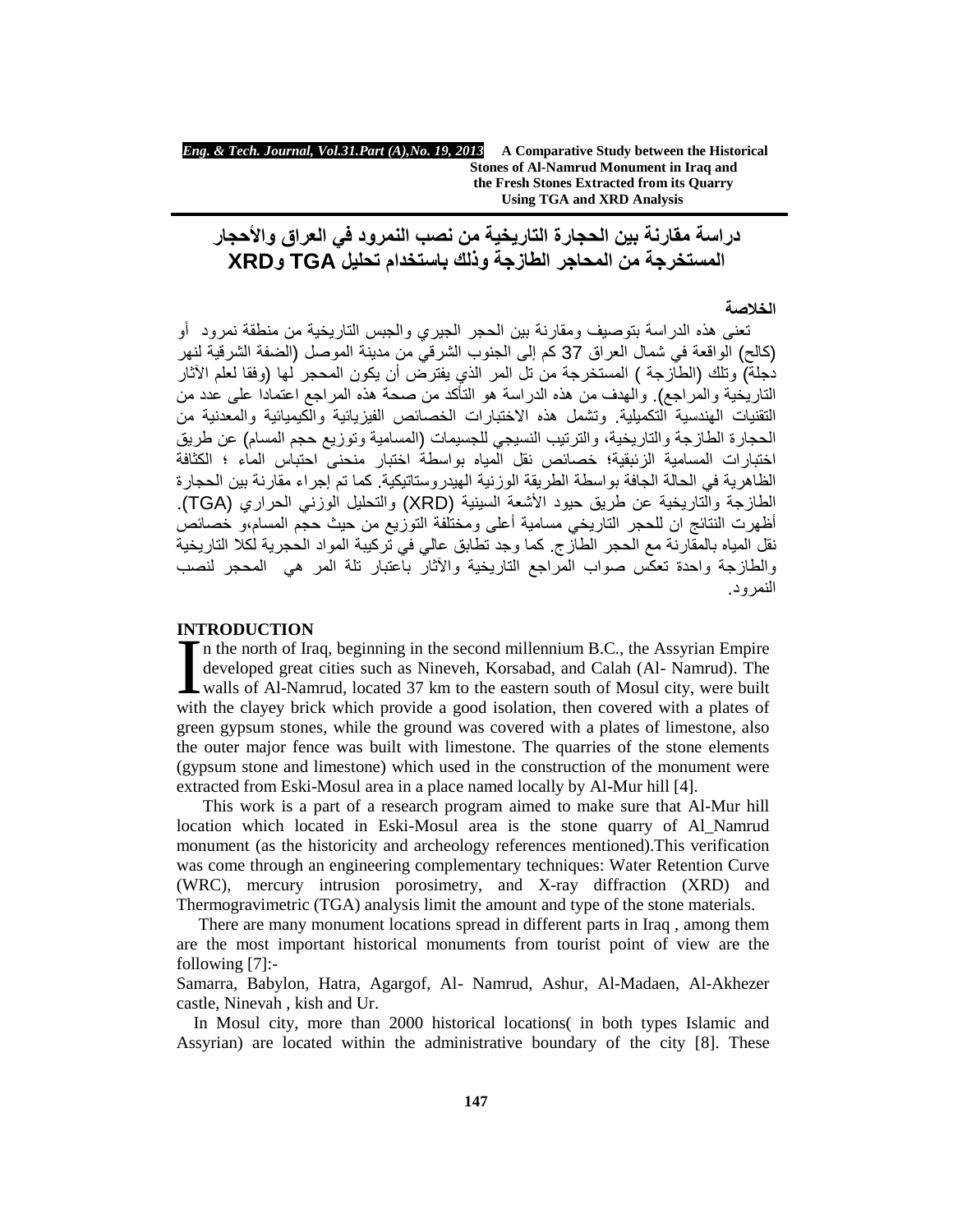# دراسة مقارنة بين الحجارة التاريخية من نصب النمرود في العراق والأحجار المستخرجة من المحاجر الطازجة وذلك باستخدام تحليل TGA وXRD

## الخلاصة

تعنى هذه الدراسة بتوصيف ومقارنة بين الحجر الجيري والجبس التاريخية من منطقة نمرود أو (كالح) الواقعة في شمال العراق 37 كم إلى الجنوب الشرقي من مدينة الموصل (الضفة الشرقية لنهر دجلة) وتلك (الطازجة ) المستخرجة من تل المر الذي يفترض أن يكون المحجر لها (وفقا لعلم الآثار التاريخية والمراجع). والهدف من هذه الدراسة هو التأكد من صحة هذه المراجع اعتمادا على عدد من التقنيات الهندسية التكميلية. وتشمل هذه الاختبارات الخصائص الفيزيائية والكيميائية والمعدنية من الحجارة الطازجة والتاريخية، والترتيب النسيجي للجسيمات (المسامية وتوزيع حجم المسام) عن طريق اختبارات المسامية الزئبقية؛ خصائص نقل المياه بواسطة اختبار منحنى احتباس الماء ؛ الكثافة الظاهرية في الحالة الجافة بواسطة الطريقة الوزنية الهيدروستاتيكية. كما تم إجراء مقارنة بين الحجارة الطازجة والتاريخية عن طريق حيود الأشعة السينية (XRD) والتحليل الوزني الحراري (TGA). أظهرت النتائج ان للحجر التاريخي مسامية أعلى ومختلفة التوزيع من حيث حجم المسام،و خصائص نقل المياه بالمقارنة مع الحجر الطازج. كما وجد تطابق عالي في تركيبة المواد الحجرية لكلا التاريخية والطازجة واحدة تعكس صواب المراجع التاريخية والآثار باعتبار تلة المر هي المحجر لنصب النمرود.

## INTRODUCTION

In the north of Iraq, beginning in the second millennium B.C., the Assyrian Empire developed great cities such as Nineveh, Korsabad, and Calah (Al- Namrud). The walls of Al-Namrud, located 37 km to the eastern south of Mosul city, were built with the clayey brick which provide a good isolation, then covered with a plates of green gypsum stones, while the ground was covered with a plates of limestone, also the outer major fence was built with limestone. The quarries of the stone elements (gypsum stone and limestone) which used in the construction of the monument were extracted from Eski-Mosul area in a place named locally by Al-Mur hill [4].

This work is a part of a research program aimed to make sure that Al-Mur hill location which located in Eski-Mosul area is the stone quarry of Al_Namrud monument (as the historicity and archeology references mentioned).This verification was come through an engineering complementary techniques: Water Retention Curve (WRC), mercury intrusion porosimetry, and X-ray diffraction (XRD) and Thermogravimetric (TGA) analysis limit the amount and type of the stone materials.

There are many monument locations spread in different parts in Iraq , among them are the most important historical monuments from tourist point of view are the following [7]:-

Samarra, Babylon, Hatra, Agargof, Al- Namrud, Ashur, Al-Madaen, Al-Akhezer castle, Ninevah , kish and Ur.

In Mosul city, more than 2000 historical locations( in both types Islamic and Assyrian) are located within the administrative boundary of the city [8]. These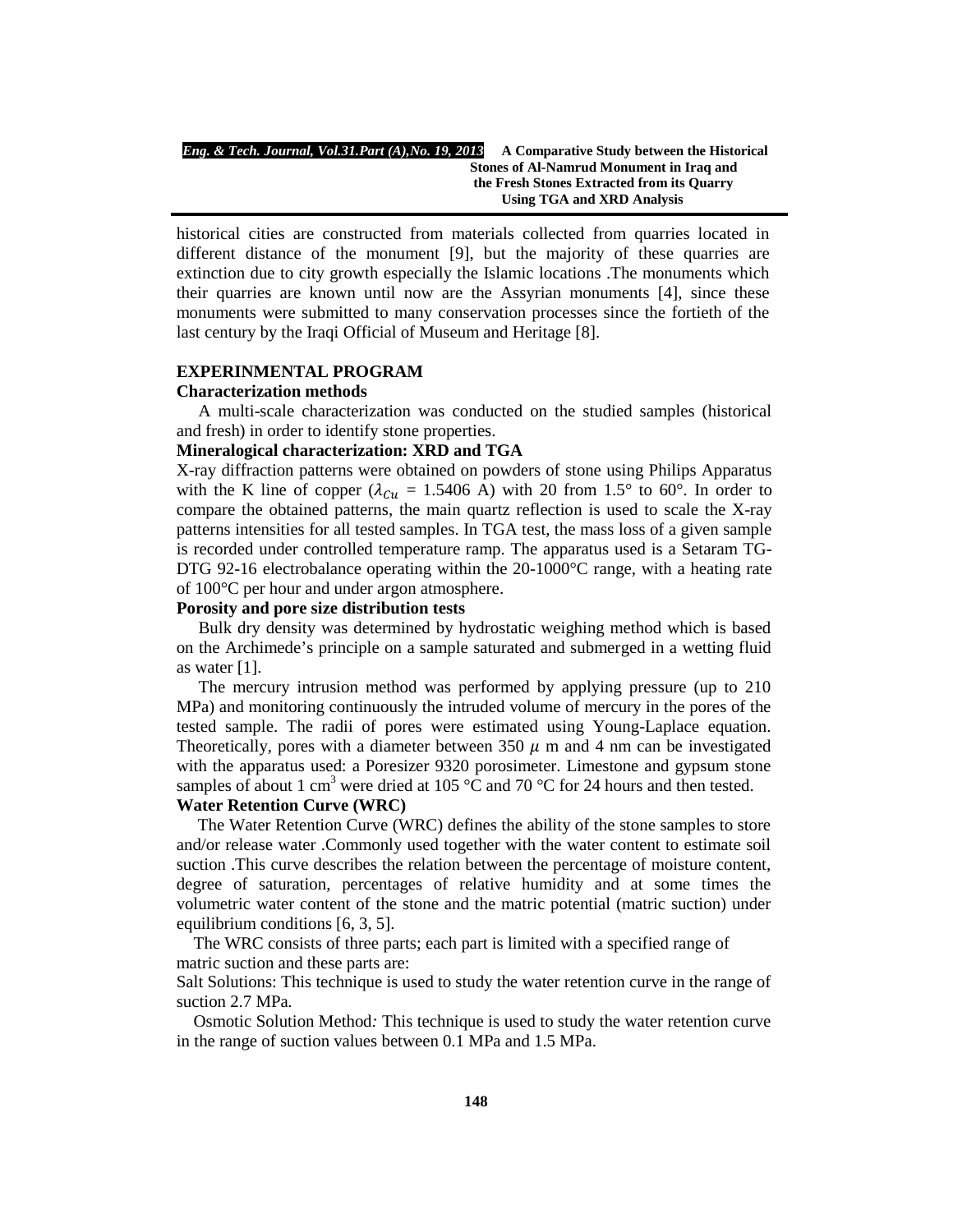historical cities are constructed from materials collected from quarries located in different distance of the monument [9], but the majority of these quarries are extinction due to city growth especially the Islamic locations .The monuments which their quarries are known until now are the Assyrian monuments [4], since these monuments were submitted to many conservation processes since the fortieth of the last century by the Iraqi Official of Museum and Heritage [8].

## EXPERIMENTAL PROGRAM

### Characterization methods

A multi-scale characterization was conducted on the studied samples (historical and fresh) in order to identify stone properties.

### Mineralogical characterization: XRD and TGA

X-ray diffraction patterns were obtained on powders of stone using Philips Apparatus with the K line of copper ($\lambda_{Cu}$ = 1.5406 A) with 2θ from 1.5° to 60°. In order to compare the obtained patterns, the main quartz reflection is used to scale the X-ray patterns intensities for all tested samples. In TGA test, the mass loss of a given sample is recorded under controlled temperature ramp. The apparatus used is a Setaram TG-DTG 92-16 electrobalance operating within the 20-1000°C range, with a heating rate of 100°C per hour and under argon atmosphere.

### Porosity and pore size distribution tests

Bulk dry density was determined by hydrostatic weighing method which is based on the Archimede's principle on a sample saturated and submerged in a wetting fluid as water [1].

The mercury intrusion method was performed by applying pressure (up to 210 MPa) and monitoring continuously the intruded volume of mercury in the pores of the tested sample. The radii of pores were estimated using Young-Laplace equation. Theoretically, pores with a diameter between 350 $\mu$ m and 4 nm can be investigated with the apparatus used: a Poresizer 9320 porosimeter. Limestone and gypsum stone samples of about 1 cm$^3$ were dried at 105 °C and 70 °C for 24 hours and then tested.

### Water Retention Curve (WRC)

The Water Retention Curve (WRC) defines the ability of the stone samples to store and/or release water .Commonly used together with the water content to estimate soil suction .This curve describes the relation between the percentage of moisture content, degree of saturation, percentages of relative humidity and at some times the volumetric water content of the stone and the matric potential (matric suction) under equilibrium conditions [6, 3, 5].

The WRC consists of three parts; each part is limited with a specified range of matric suction and these parts are:

Salt Solutions: This technique is used to study the water retention curve in the range of suction 2.7 MPa.

Osmotic Solution Method*:* This technique is used to study the water retention curve in the range of suction values between 0.1 MPa and 1.5 MPa.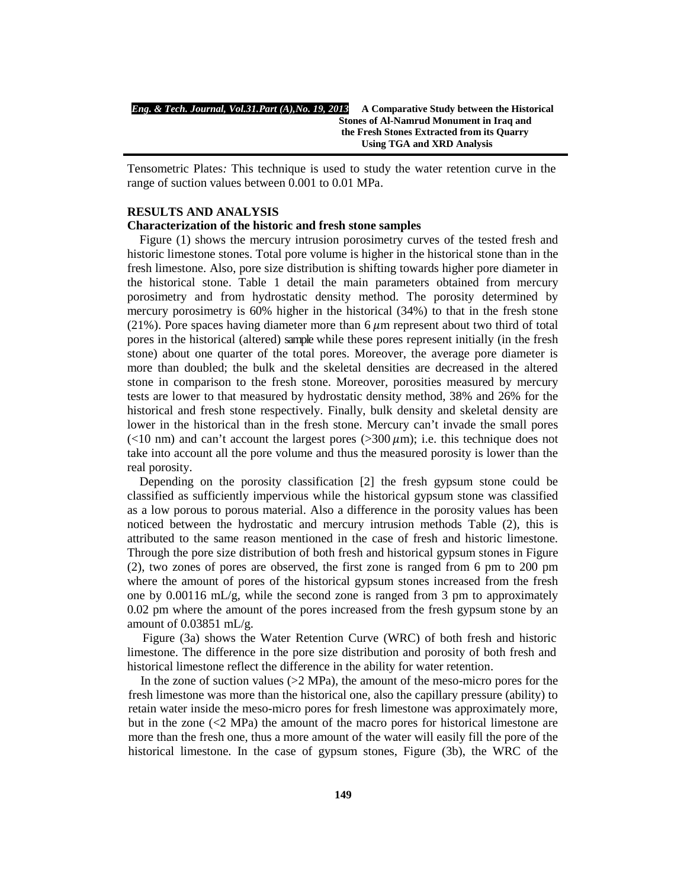Tensometric Plates*:* This technique is used to study the water retention curve in the range of suction values between 0.001 to 0.01 MPa.

## RESULTS AND ANALYSIS

### Characterization of the historic and fresh stone samples

Figure (1) shows the mercury intrusion porosimetry curves of the tested fresh and historic limestone stones. Total pore volume is higher in the historical stone than in the fresh limestone. Also, pore size distribution is shifting towards higher pore diameter in the historical stone. Table 1 detail the main parameters obtained from mercury porosimetry and from hydrostatic density method. The porosity determined by mercury porosimetry is 60% higher in the historical (34%) to that in the fresh stone (21%). Pore spaces having diameter more than 6 $\mu$m represent about two third of total pores in the historical (altered) sample while these pores represent initially (in the fresh stone) about one quarter of the total pores. Moreover, the average pore diameter is more than doubled; the bulk and the skeletal densities are decreased in the altered stone in comparison to the fresh stone. Moreover, porosities measured by mercury tests are lower to that measured by hydrostatic density method, 38% and 26% for the historical and fresh stone respectively. Finally, bulk density and skeletal density are lower in the historical than in the fresh stone. Mercury can't invade the small pores (<10 nm) and can't account the largest pores (>300 $\mu$m); i.e. this technique does not take into account all the pore volume and thus the measured porosity is lower than the real porosity.

Depending on the porosity classification [2] the fresh gypsum stone could be classified as sufficiently impervious while the historical gypsum stone was classified as a low porous to porous material. Also a difference in the porosity values has been noticed between the hydrostatic and mercury intrusion methods Table (2), this is attributed to the same reason mentioned in the case of fresh and historic limestone. Through the pore size distribution of both fresh and historical gypsum stones in Figure (2), two zones of pores are observed, the first zone is ranged from 6 pm to 200 pm where the amount of pores of the historical gypsum stones increased from the fresh one by 0.00116 mL/g, while the second zone is ranged from 3 pm to approximately 0.02 pm where the amount of the pores increased from the fresh gypsum stone by an amount of 0.03851 mL/g.

Figure (3a) shows the Water Retention Curve (WRC) of both fresh and historic limestone. The difference in the pore size distribution and porosity of both fresh and historical limestone reflect the difference in the ability for water retention.

In the zone of suction values (>2 MPa), the amount of the meso-micro pores for the fresh limestone was more than the historical one, also the capillary pressure (ability) to retain water inside the meso-micro pores for fresh limestone was approximately more, but in the zone (<2 MPa) the amount of the macro pores for historical limestone are more than the fresh one, thus a more amount of the water will easily fill the pore of the historical limestone. In the case of gypsum stones, Figure (3b), the WRC of the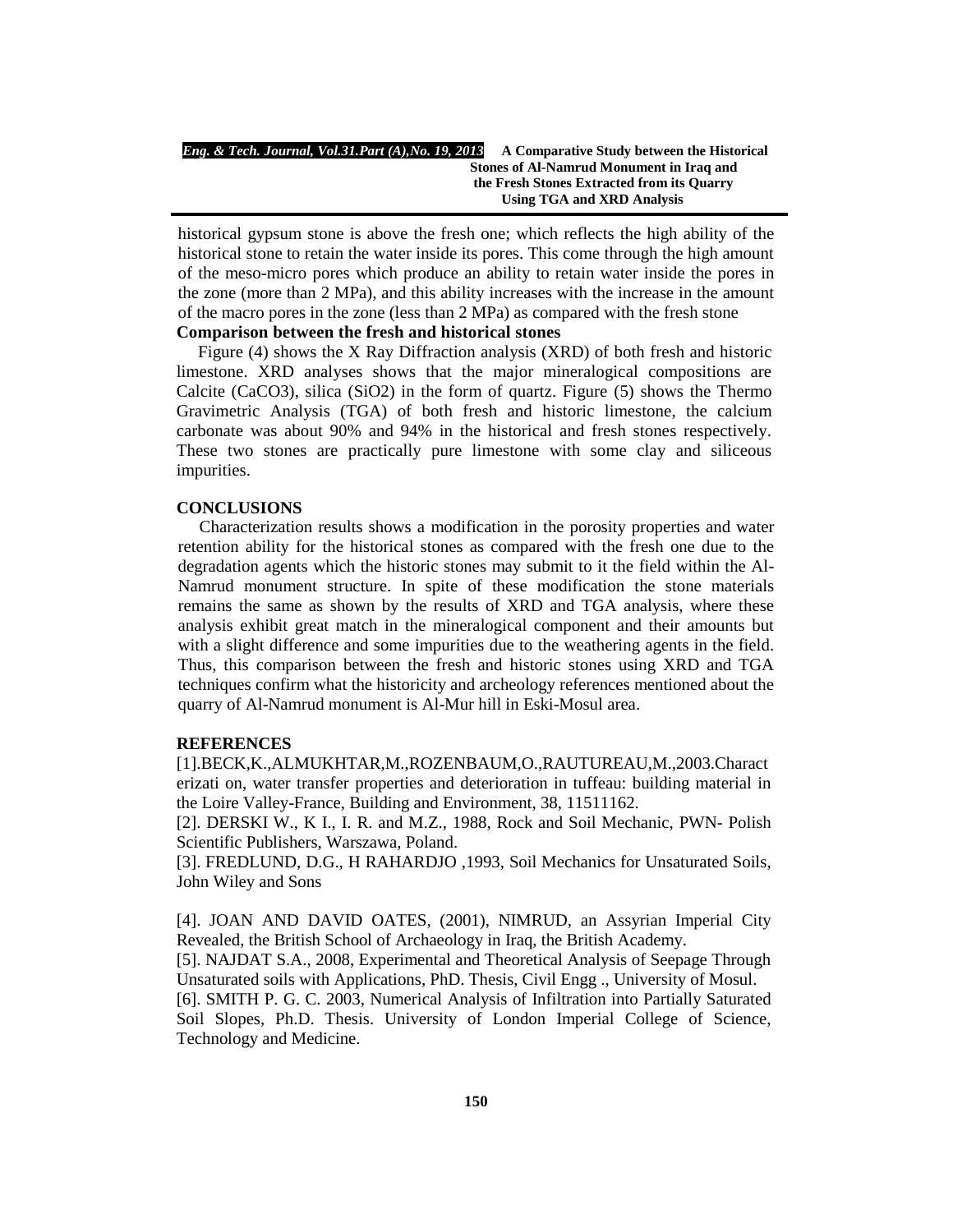historical gypsum stone is above the fresh one; which reflects the high ability of the historical stone to retain the water inside its pores. This come through the high amount of the meso-micro pores which produce an ability to retain water inside the pores in the zone (more than 2 MPa), and this ability increases with the increase in the amount of the macro pores in the zone (less than 2 MPa) as compared with the fresh stone

**Comparison between the fresh and historical stones**

Figure (4) shows the X Ray Diffraction analysis (XRD) of both fresh and historic limestone. XRD analyses shows that the major mineralogical compositions are Calcite ($CaCO_3$), silica ($SiO_2$) in the form of quartz. Figure (5) shows the Thermo Gravimetric Analysis (TGA) of both fresh and historic limestone, the calcium carbonate was about 90% and 94% in the historical and fresh stones respectively. These two stones are practically pure limestone with some clay and siliceous impurities.

## CONCLUSIONS

Characterization results shows a modification in the porosity properties and water retention ability for the historical stones as compared with the fresh one due to the degradation agents which the historic stones may submit to it the field within the Al-Namrud monument structure. In spite of these modification the stone materials remains the same as shown by the results of XRD and TGA analysis, where these analysis exhibit great match in the mineralogical component and their amounts but with a slight difference and some impurities due to the weathering agents in the field. Thus, this comparison between the fresh and historic stones using XRD and TGA techniques confirm what the historicity and archeology references mentioned about the quarry of Al-Namrud monument is Al-Mur hill in Eski-Mosul area.

## REFERENCES

[1].BECK,K.,ALMUKHTAR,M.,ROZENBAUM,O.,RAUTUREAU,M.,2003.Characterizati on, water transfer properties and deterioration in tuffeau: building material in the Loire Valley-France, Building and Environment, 38, 11511162.

[2]. DERSKI W., K I., I. R. and M.Z., 1988, Rock and Soil Mechanic, PWN- Polish Scientific Publishers, Warszawa, Poland.

[3]. FREDLUND, D.G., H RAHARDJO ,1993, Soil Mechanics for Unsaturated Soils, John Wiley and Sons

[4]. JOAN AND DAVID OATES, (2001), NIMRUD, an Assyrian Imperial City Revealed, the British School of Archaeology in Iraq, the British Academy.

[5]. NAJDAT S.A., 2008, Experimental and Theoretical Analysis of Seepage Through Unsaturated soils with Applications, PhD. Thesis, Civil Engg ., University of Mosul.

[6]. SMITH P. G. C. 2003, Numerical Analysis of Infiltration into Partially Saturated Soil Slopes, Ph.D. Thesis. University of London Imperial College of Science, Technology and Medicine.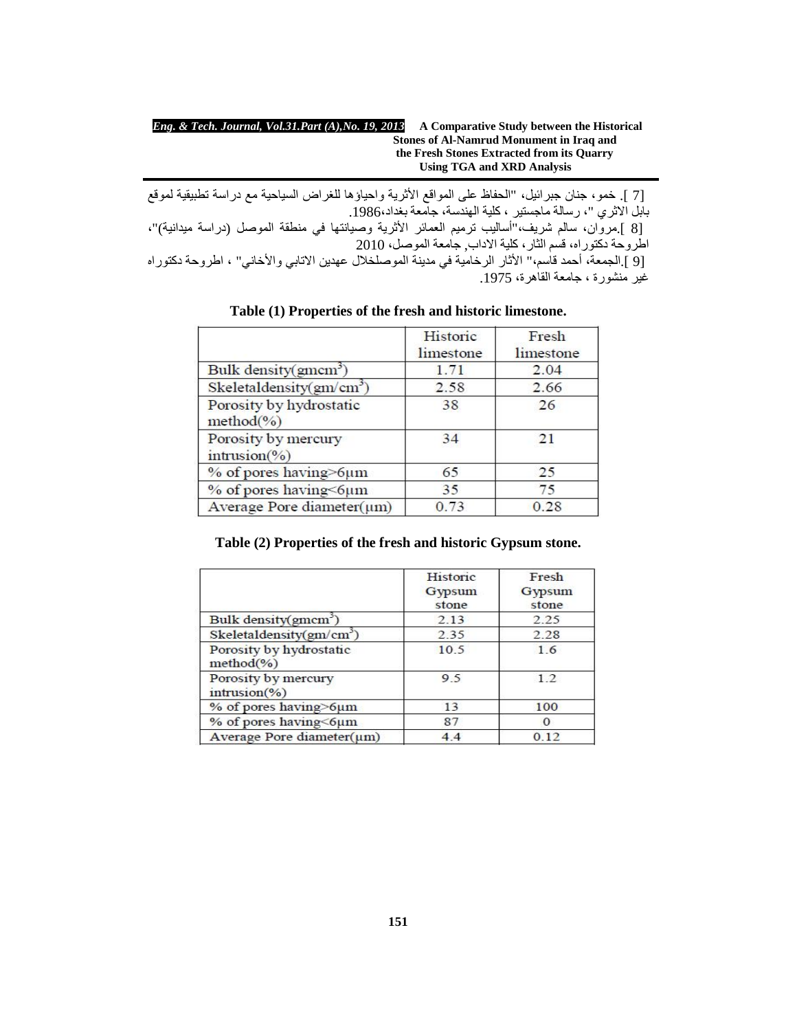[7 ]. خمو، جنان جبرائيل، "الحفاظ على المواقع الأثرية واحياؤها للغراض السياحية مع دراسة تطبيقية لموقع بابل الاثري "، رسالة ماجستير ، كلية الهندسة، جامعة بغداد،1986.

[8 ].مروان، سالم شريف،"أساليب ترميم العمائر الأثرية وصيانتها في منطقة الموصل (دراسة ميدانية)"، اطروحة دكتوراه، قسم الثار، كلية الاداب, جامعة الموصل، 2010

[9 ].الجمعة، أحمد قاسم،" الأثار الرخامية في مدينة الموصلخلال عهدين الاتابي والأخاني" ، اطروحة دكتوراه غير منشورة ، جامعة القاهرة، 1975.

**Table (1) Properties of the fresh and historic limestone.**

| | Historic limestone | Fresh limestone |
|---|---|---|
| Bulk density(gmcm$^3$) | 1.71 | 2.04 |
| Skeletaldensity(gm/cm$^3$) | 2.58 | 2.66 |
| Porosity by hydrostatic method(%) | 38 | 26 |
| Porosity by mercury intrusion(%) | 34 | 21 |
| % of pores having>6μm | 65 | 25 |
| % of pores having<6μm | 35 | 75 |
| Average Pore diameter(μm) | 0.73 | 0.28 |

**Table (2) Properties of the fresh and historic Gypsum stone.**

| | Historic Gypsum stone | Fresh Gypsum stone |
|---|---|---|
| Bulk density(gmcm$^3$) | 2.13 | 2.25 |
| Skeletaldensity(gm/cm$^3$) | 2.35 | 2.28 |
| Porosity by hydrostatic method(%) | 10.5 | 1.6 |
| Porosity by mercury intrusion(%) | 9.5 | 1.2 |
| % of pores having>6μm | 13 | 100 |
| % of pores having<6μm | 87 | 0 |
| Average Pore diameter(μm) | 4.4 | 0.12 |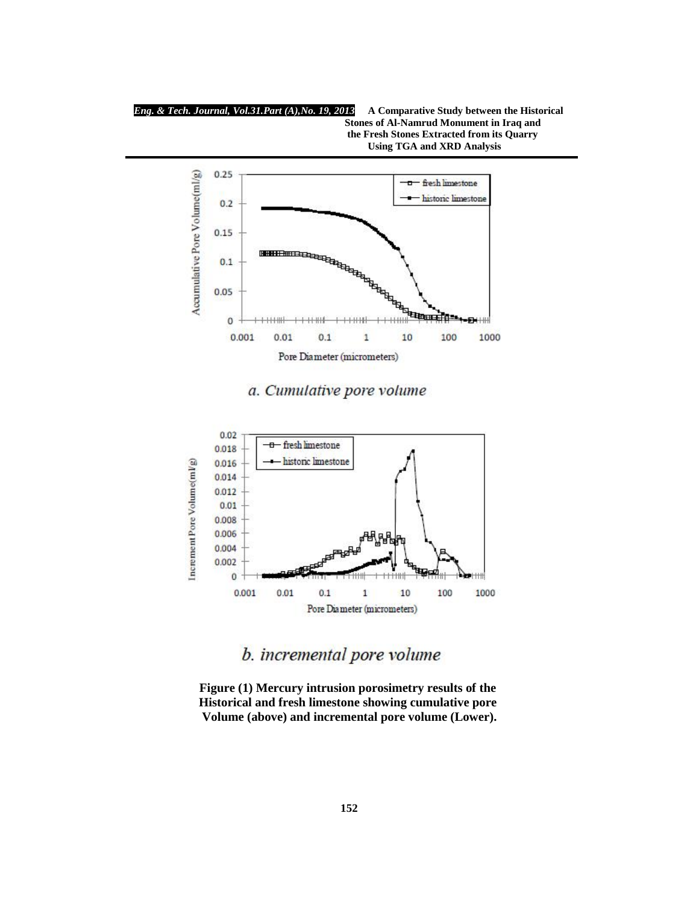a. Cumulative pore volume

b. incremental pore volume

**Figure (1) Mercury intrusion porosimetry results of the Historical and fresh limestone showing cumulative pore Volume (above) and incremental pore volume (Lower).**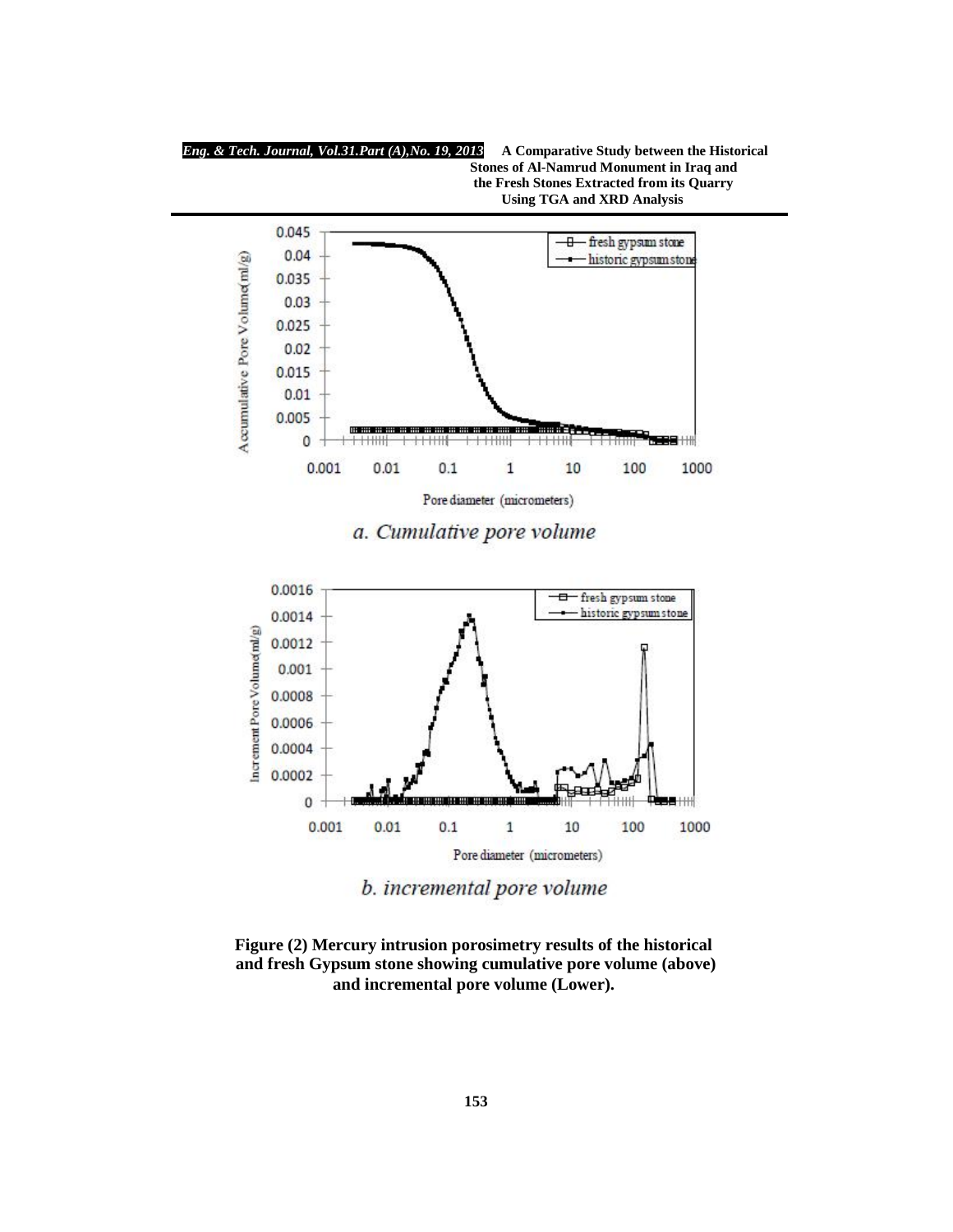*a. Cumulative pore volume*

*b. incremental pore volume*

**Figure (2) Mercury intrusion porosimetry results of the historical and fresh Gypsum stone showing cumulative pore volume (above) and incremental pore volume (Lower).**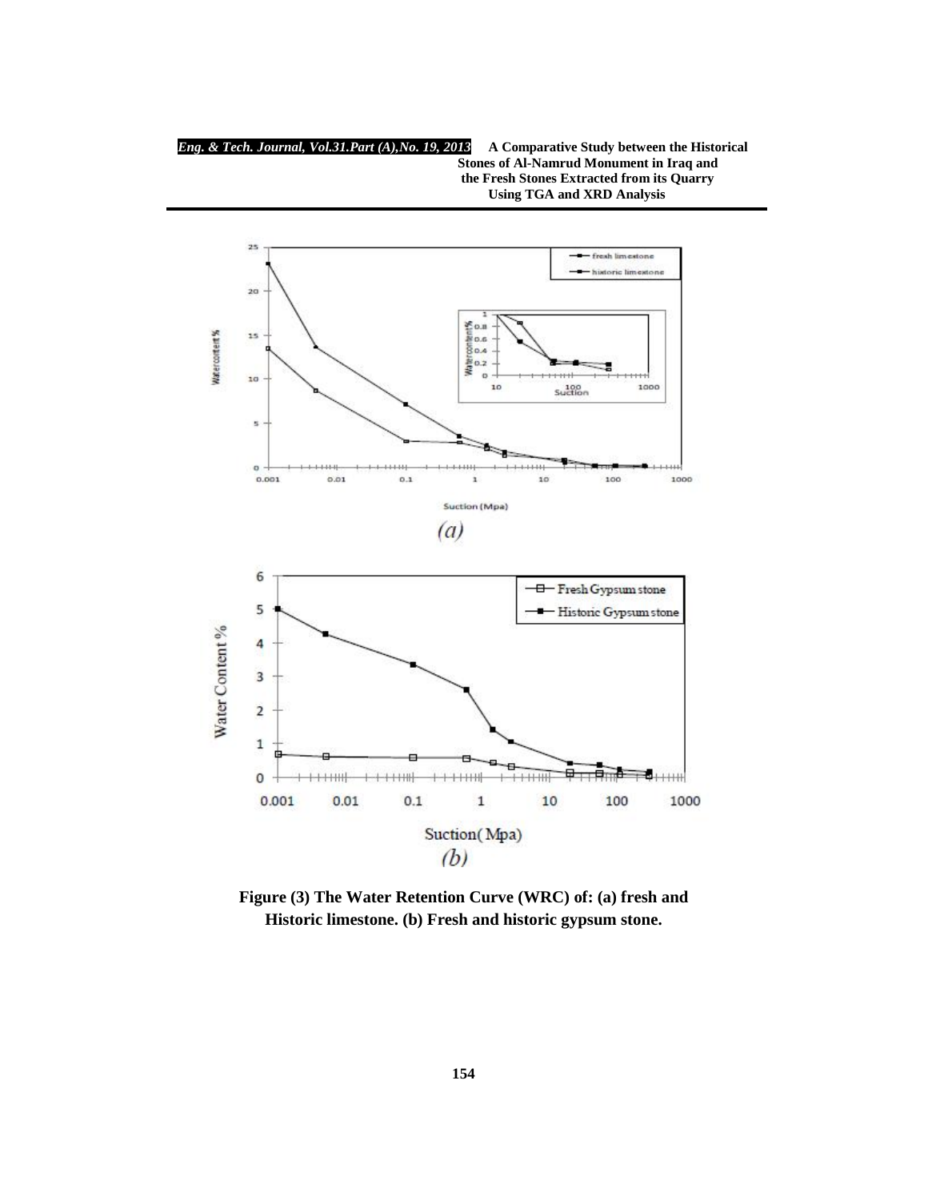Figure (3) The Water Retention Curve (WRC) of: (a) fresh and Historic limestone. (b) Fresh and historic gypsum stone.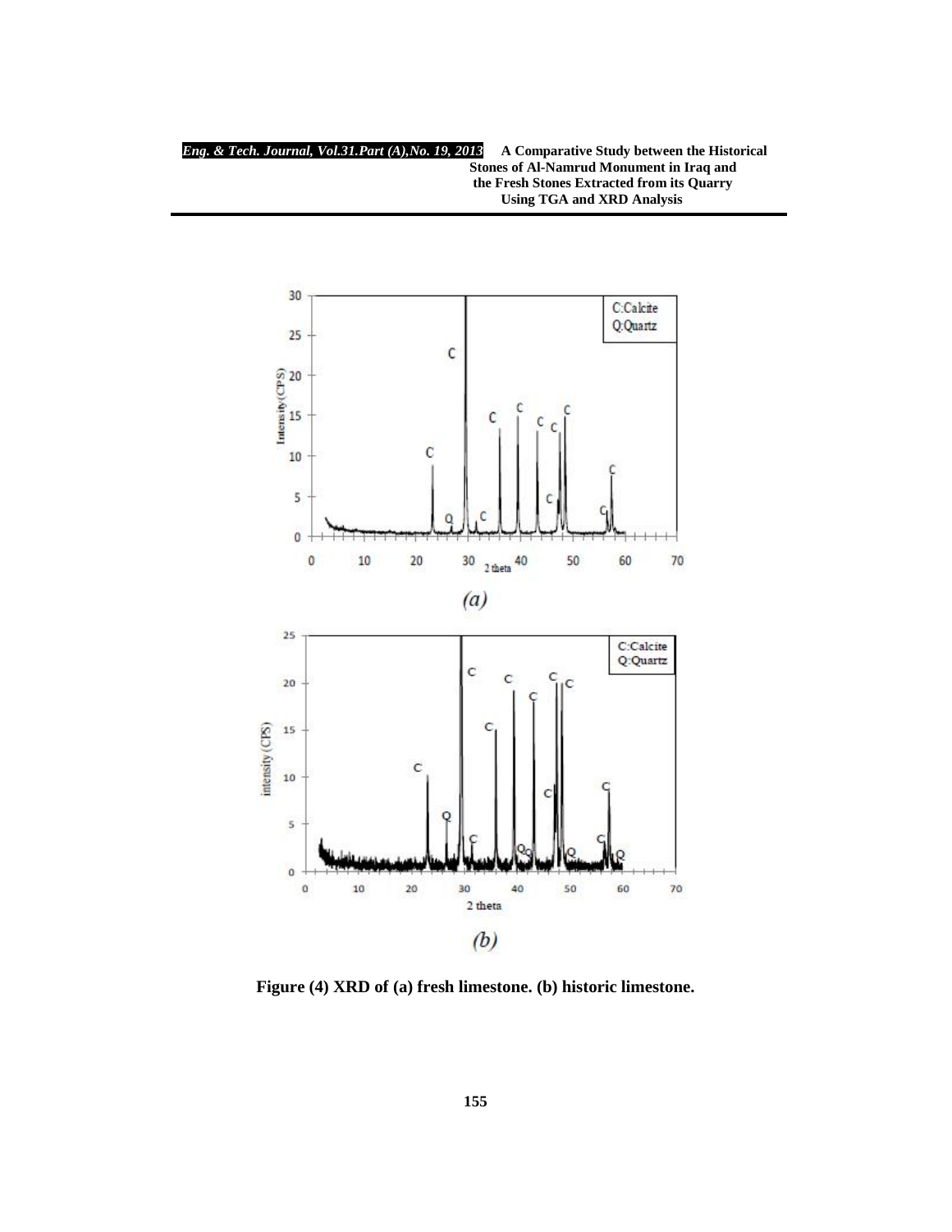Figure (4) XRD of (a) fresh limestone. (b) historic limestone.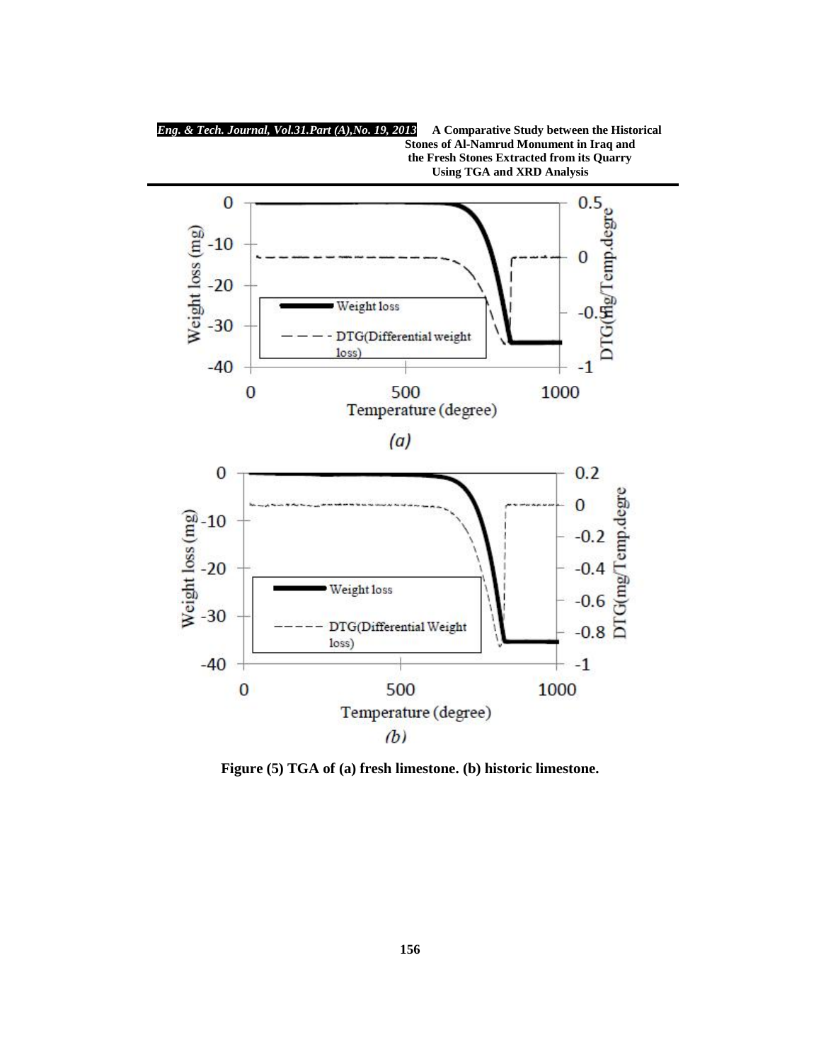Figure (5) TGA of (a) fresh limestone. (b) historic limestone.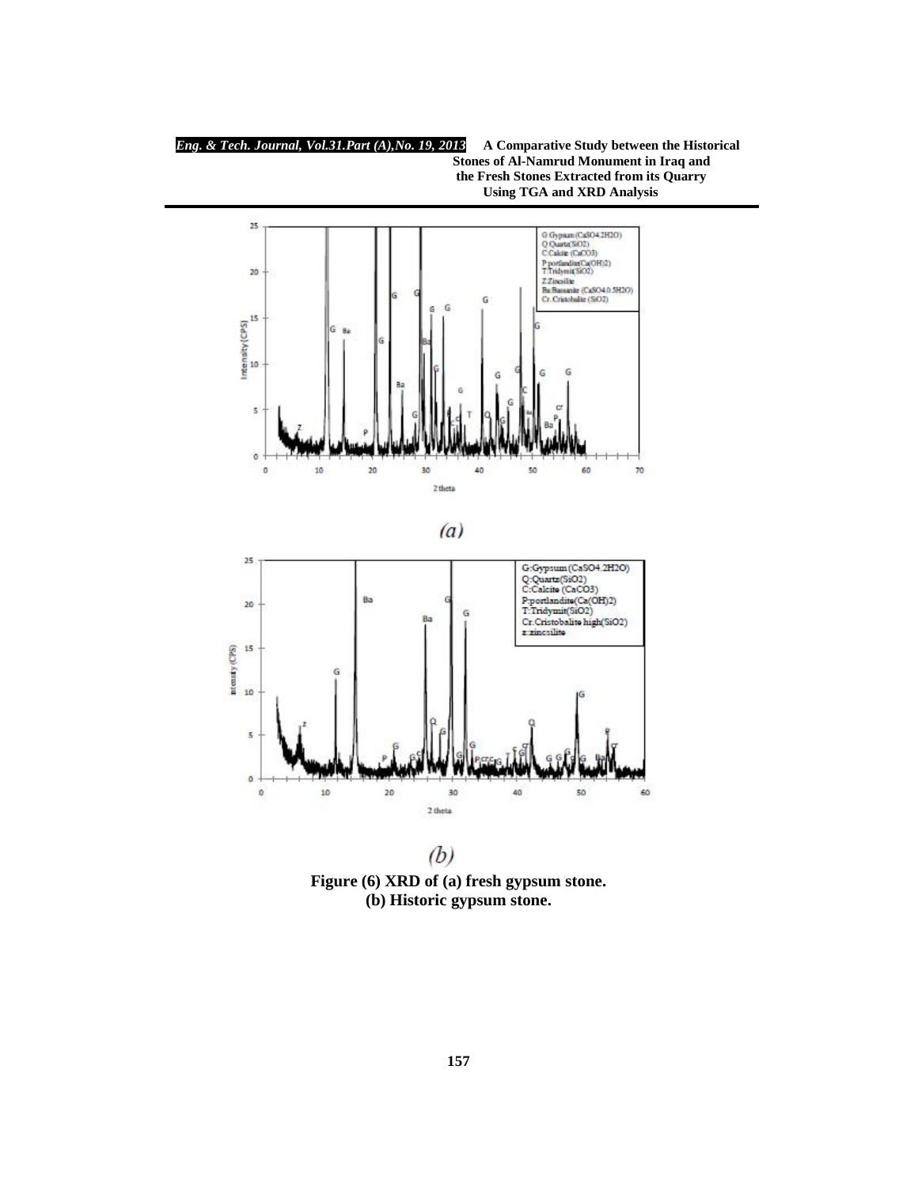(a)

(b)

**Figure (6) XRD of (a) fresh gypsum stone.**
**(b) Historic gypsum stone.**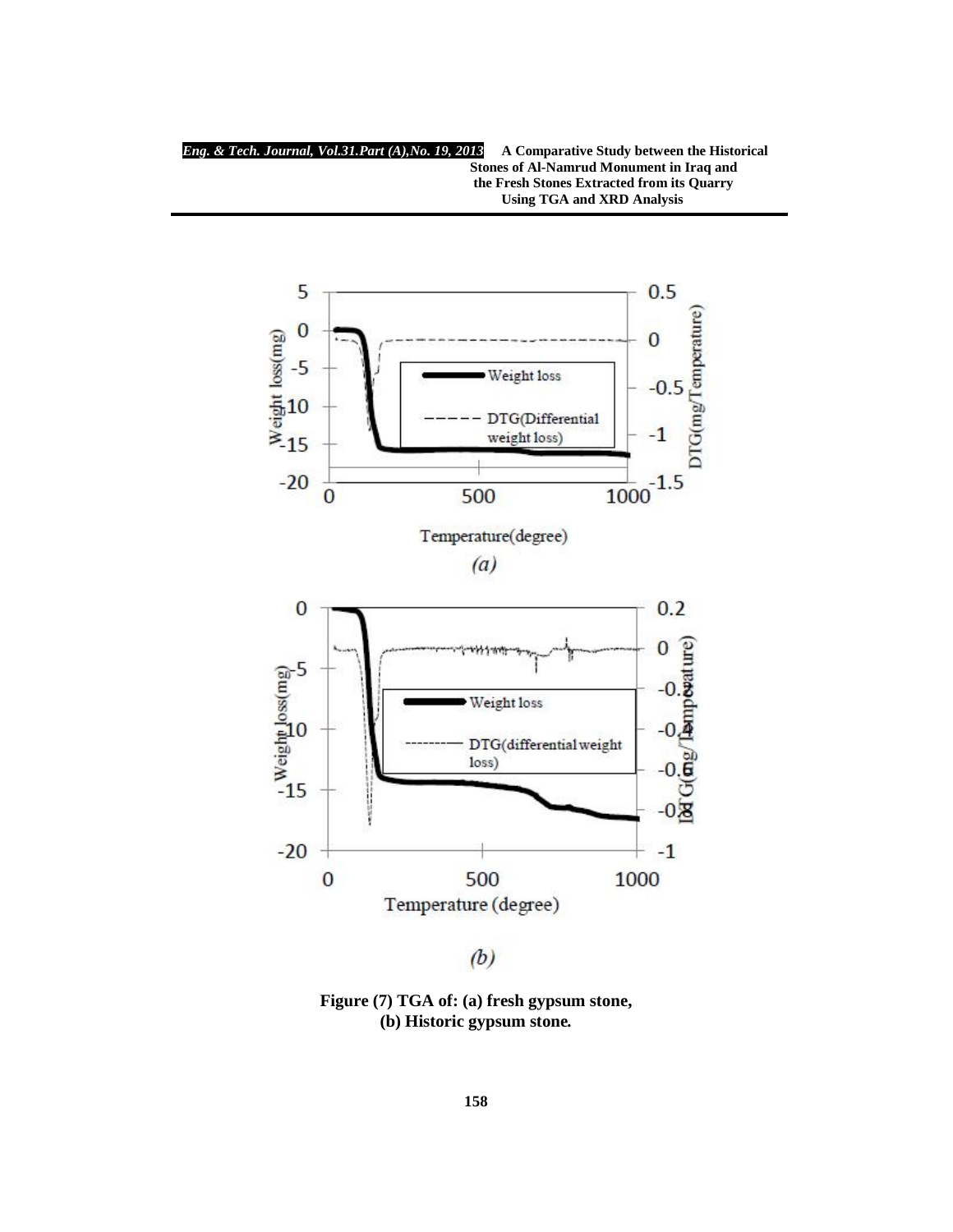5

0

-5

-10

-15

-20

0

500

1000

Weight loss(mg)

0.5

0

-0.5

-1

-1.5

DTG(mg/Temperature)

Weight loss

DTG(Differential weight loss)

Temperature(degree)

*(a)*

0

-5

-10

-15

-20

0

500

1000

Weight loss(mg)

0.2

0

-0.2

-0.4

-0.6

-0.8

-1

DTG(mg/Temperature)

Weight loss

DTG(differential weight loss)

Temperature (degree)

*(b)*

**Figure (7) TGA of: (a) fresh gypsum stone, (b) Historic gypsum stone.**